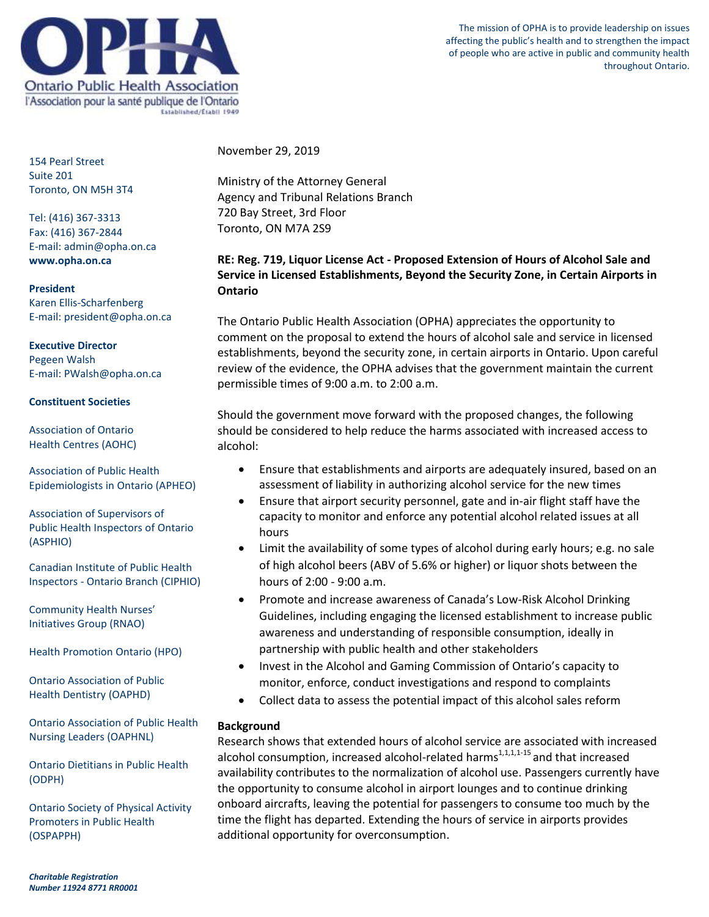# OPHA

Ontario Public Health Association
l'Association pour la santé publique de l'Ontario
Established/Établi 1949

The mission of OPHA is to provide leadership on issues affecting the public's health and to strengthen the impact of people who are active in public and community health throughout Ontario.

154 Pearl Street
Suite 201
Toronto, ON M5H 3T4

Tel: (416) 367-3313
Fax: (416) 367-2844
E-mail: admin@opha.on.ca
**www.opha.on.ca**

**President**
Karen Ellis-Scharfenberg
E-mail: president@opha.on.ca

**Executive Director**
Pegeen Walsh
E-mail: PWalsh@opha.on.ca

**Constituent Societies**

Association of Ontario Health Centres (AOHC)

Association of Public Health Epidemiologists in Ontario (APHEO)

Association of Supervisors of Public Health Inspectors of Ontario (ASPHIO)

Canadian Institute of Public Health Inspectors - Ontario Branch (CIPHIO)

Community Health Nurses' Initiatives Group (RNAO)

Health Promotion Ontario (HPO)

Ontario Association of Public Health Dentistry (OAPHD)

Ontario Association of Public Health Nursing Leaders (OAPHNL)

Ontario Dietitians in Public Health (ODPH)

Ontario Society of Physical Activity Promoters in Public Health (OSPAPPH)

*Charitable Registration Number 11924 8771 RR0001*

November 29, 2019

Ministry of the Attorney General
Agency and Tribunal Relations Branch
720 Bay Street, 3rd Floor
Toronto, ON M7A 2S9

**RE: Reg. 719, Liquor License Act - Proposed Extension of Hours of Alcohol Sale and Service in Licensed Establishments, Beyond the Security Zone, in Certain Airports in Ontario**

The Ontario Public Health Association (OPHA) appreciates the opportunity to comment on the proposal to extend the hours of alcohol sale and service in licensed establishments, beyond the security zone, in certain airports in Ontario. Upon careful review of the evidence, the OPHA advises that the government maintain the current permissible times of 9:00 a.m. to 2:00 a.m.

Should the government move forward with the proposed changes, the following should be considered to help reduce the harms associated with increased access to alcohol:

- Ensure that establishments and airports are adequately insured, based on an assessment of liability in authorizing alcohol service for the new times
- Ensure that airport security personnel, gate and in-air flight staff have the capacity to monitor and enforce any potential alcohol related issues at all hours
- Limit the availability of some types of alcohol during early hours; e.g. no sale of high alcohol beers (ABV of 5.6% or higher) or liquor shots between the hours of 2:00 - 9:00 a.m.
- Promote and increase awareness of Canada's Low-Risk Alcohol Drinking Guidelines, including engaging the licensed establishment to increase public awareness and understanding of responsible consumption, ideally in partnership with public health and other stakeholders
- Invest in the Alcohol and Gaming Commission of Ontario's capacity to monitor, enforce, conduct investigations and respond to complaints
- Collect data to assess the potential impact of this alcohol sales reform

**Background**
Research shows that extended hours of alcohol service are associated with increased alcohol consumption, increased alcohol-related harms[1,1,1,1-15] and that increased availability contributes to the normalization of alcohol use. Passengers currently have the opportunity to consume alcohol in airport lounges and to continue drinking onboard aircrafts, leaving the potential for passengers to consume too much by the time the flight has departed. Extending the hours of service in airports provides additional opportunity for overconsumption.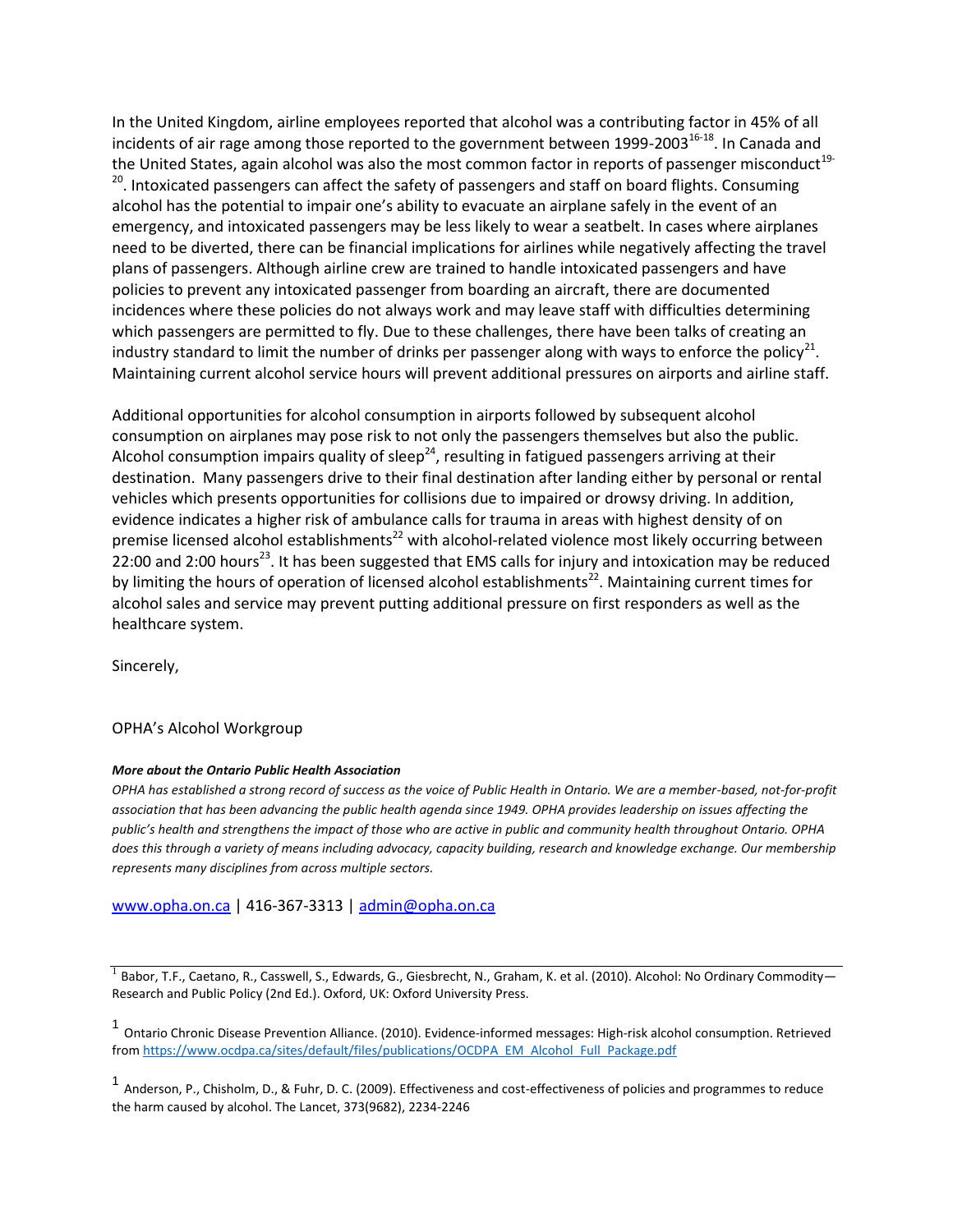In the United Kingdom, airline employees reported that alcohol was a contributing factor in 45% of all incidents of air rage among those reported to the government between 1999-2003[16-18]. In Canada and the United States, again alcohol was also the most common factor in reports of passenger misconduct[19-20]. Intoxicated passengers can affect the safety of passengers and staff on board flights. Consuming alcohol has the potential to impair one's ability to evacuate an airplane safely in the event of an emergency, and intoxicated passengers may be less likely to wear a seatbelt. In cases where airplanes need to be diverted, there can be financial implications for airlines while negatively affecting the travel plans of passengers. Although airline crew are trained to handle intoxicated passengers and have policies to prevent any intoxicated passenger from boarding an aircraft, there are documented incidences where these policies do not always work and may leave staff with difficulties determining which passengers are permitted to fly. Due to these challenges, there have been talks of creating an industry standard to limit the number of drinks per passenger along with ways to enforce the policy[21]. Maintaining current alcohol service hours will prevent additional pressures on airports and airline staff.

Additional opportunities for alcohol consumption in airports followed by subsequent alcohol consumption on airplanes may pose risk to not only the passengers themselves but also the public. Alcohol consumption impairs quality of sleep[24], resulting in fatigued passengers arriving at their destination. Many passengers drive to their final destination after landing either by personal or rental vehicles which presents opportunities for collisions due to impaired or drowsy driving. In addition, evidence indicates a higher risk of ambulance calls for trauma in areas with highest density of on premise licensed alcohol establishments[22] with alcohol-related violence most likely occurring between 22:00 and 2:00 hours[23]. It has been suggested that EMS calls for injury and intoxication may be reduced by limiting the hours of operation of licensed alcohol establishments[22]. Maintaining current times for alcohol sales and service may prevent putting additional pressure on first responders as well as the healthcare system.

Sincerely,

OPHA's Alcohol Workgroup

***More about the Ontario Public Health Association***

*OPHA has established a strong record of success as the voice of Public Health in Ontario. We are a member-based, not-for-profit association that has been advancing the public health agenda since 1949. OPHA provides leadership on issues affecting the public's health and strengthens the impact of those who are active in public and community health throughout Ontario. OPHA does this through a variety of means including advocacy, capacity building, research and knowledge exchange. Our membership represents many disciplines from across multiple sectors.*

www.opha.on.ca | 416-367-3313 | admin@opha.on.ca

---

[1] Babor, T.F., Caetano, R., Casswell, S., Edwards, G., Giesbrecht, N., Graham, K. et al. (2010). Alcohol: No Ordinary Commodity—Research and Public Policy (2nd Ed.). Oxford, UK: Oxford University Press.

[1] Ontario Chronic Disease Prevention Alliance. (2010). Evidence-informed messages: High-risk alcohol consumption. Retrieved from https://www.ocdpa.ca/sites/default/files/publications/OCDPA_EM_Alcohol_Full_Package.pdf

[1] Anderson, P., Chisholm, D., & Fuhr, D. C. (2009). Effectiveness and cost-effectiveness of policies and programmes to reduce the harm caused by alcohol. The Lancet, 373(9682), 2234-2246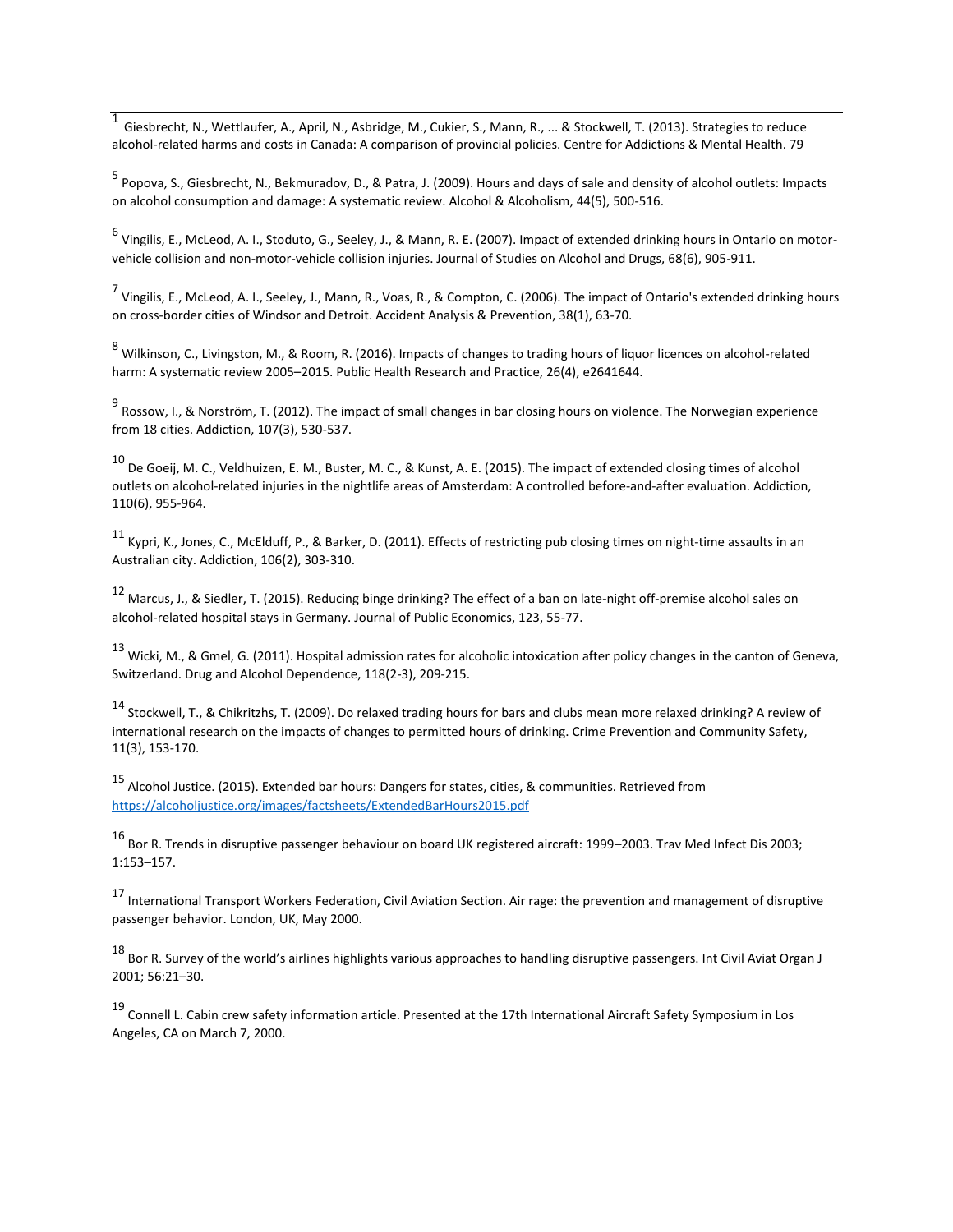[1] Giesbrecht, N., Wettlaufer, A., April, N., Asbridge, M., Cukier, S., Mann, R., ... & Stockwell, T. (2013). Strategies to reduce alcohol-related harms and costs in Canada: A comparison of provincial policies. Centre for Addictions & Mental Health. 79

[5] Popova, S., Giesbrecht, N., Bekmuradov, D., & Patra, J. (2009). Hours and days of sale and density of alcohol outlets: Impacts on alcohol consumption and damage: A systematic review. Alcohol & Alcoholism, 44(5), 500-516.

[6] Vingilis, E., McLeod, A. I., Stoduto, G., Seeley, J., & Mann, R. E. (2007). Impact of extended drinking hours in Ontario on motor-vehicle collision and non-motor-vehicle collision injuries. Journal of Studies on Alcohol and Drugs, 68(6), 905-911.

[7] Vingilis, E., McLeod, A. I., Seeley, J., Mann, R., Voas, R., & Compton, C. (2006). The impact of Ontario's extended drinking hours on cross-border cities of Windsor and Detroit. Accident Analysis & Prevention, 38(1), 63-70.

[8] Wilkinson, C., Livingston, M., & Room, R. (2016). Impacts of changes to trading hours of liquor licences on alcohol-related harm: A systematic review 2005–2015. Public Health Research and Practice, 26(4), e2641644.

[9] Rossow, I., & Norström, T. (2012). The impact of small changes in bar closing hours on violence. The Norwegian experience from 18 cities. Addiction, 107(3), 530-537.

[10] De Goeij, M. C., Veldhuizen, E. M., Buster, M. C., & Kunst, A. E. (2015). The impact of extended closing times of alcohol outlets on alcohol-related injuries in the nightlife areas of Amsterdam: A controlled before-and-after evaluation. Addiction, 110(6), 955-964.

[11] Kypri, K., Jones, C., McElduff, P., & Barker, D. (2011). Effects of restricting pub closing times on night-time assaults in an Australian city. Addiction, 106(2), 303-310.

[12] Marcus, J., & Siedler, T. (2015). Reducing binge drinking? The effect of a ban on late-night off-premise alcohol sales on alcohol-related hospital stays in Germany. Journal of Public Economics, 123, 55-77.

[13] Wicki, M., & Gmel, G. (2011). Hospital admission rates for alcoholic intoxication after policy changes in the canton of Geneva, Switzerland. Drug and Alcohol Dependence, 118(2-3), 209-215.

[14] Stockwell, T., & Chikritzhs, T. (2009). Do relaxed trading hours for bars and clubs mean more relaxed drinking? A review of international research on the impacts of changes to permitted hours of drinking. Crime Prevention and Community Safety, 11(3), 153-170.

[15] Alcohol Justice. (2015). Extended bar hours: Dangers for states, cities, & communities. Retrieved from https://alcoholjustice.org/images/factsheets/ExtendedBarHours2015.pdf

[16] Bor R. Trends in disruptive passenger behaviour on board UK registered aircraft: 1999–2003. Trav Med Infect Dis 2003; 1:153–157.

[17] International Transport Workers Federation, Civil Aviation Section. Air rage: the prevention and management of disruptive passenger behavior. London, UK, May 2000.

[18] Bor R. Survey of the world's airlines highlights various approaches to handling disruptive passengers. Int Civil Aviat Organ J 2001; 56:21–30.

[19] Connell L. Cabin crew safety information article. Presented at the 17th International Aircraft Safety Symposium in Los Angeles, CA on March 7, 2000.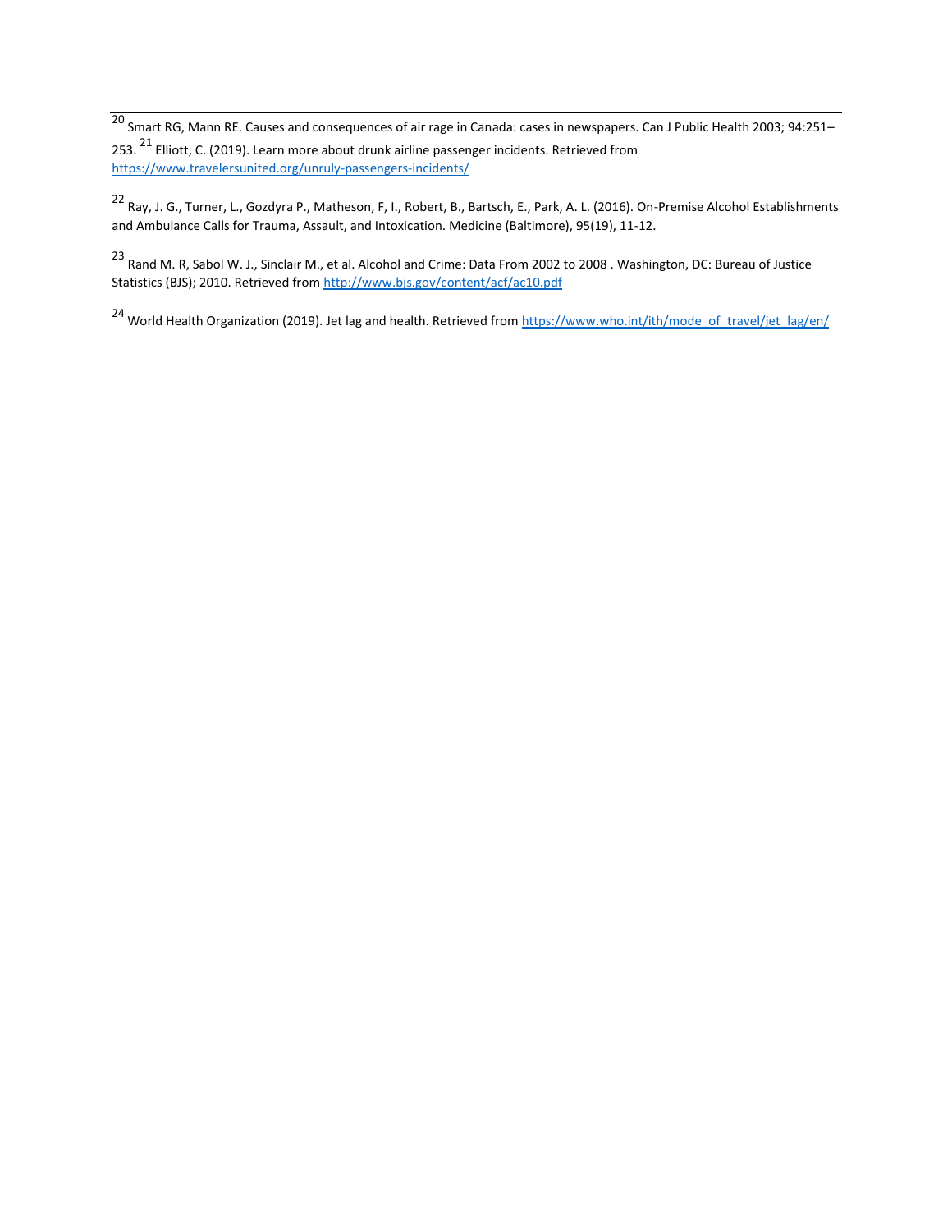[20] Smart RG, Mann RE. Causes and consequences of air rage in Canada: cases in newspapers. Can J Public Health 2003; 94:251–253. [21] Elliott, C. (2019). Learn more about drunk airline passenger incidents. Retrieved from https://www.travelersunited.org/unruly-passengers-incidents/

[22] Ray, J. G., Turner, L., Gozdyra P., Matheson, F, I., Robert, B., Bartsch, E., Park, A. L. (2016). On-Premise Alcohol Establishments and Ambulance Calls for Trauma, Assault, and Intoxication. Medicine (Baltimore), 95(19), 11-12.

[23] Rand M. R, Sabol W. J., Sinclair M., et al. Alcohol and Crime: Data From 2002 to 2008 . Washington, DC: Bureau of Justice Statistics (BJS); 2010. Retrieved from http://www.bjs.gov/content/acf/ac10.pdf

[24] World Health Organization (2019). Jet lag and health. Retrieved from https://www.who.int/ith/mode_of_travel/jet_lag/en/